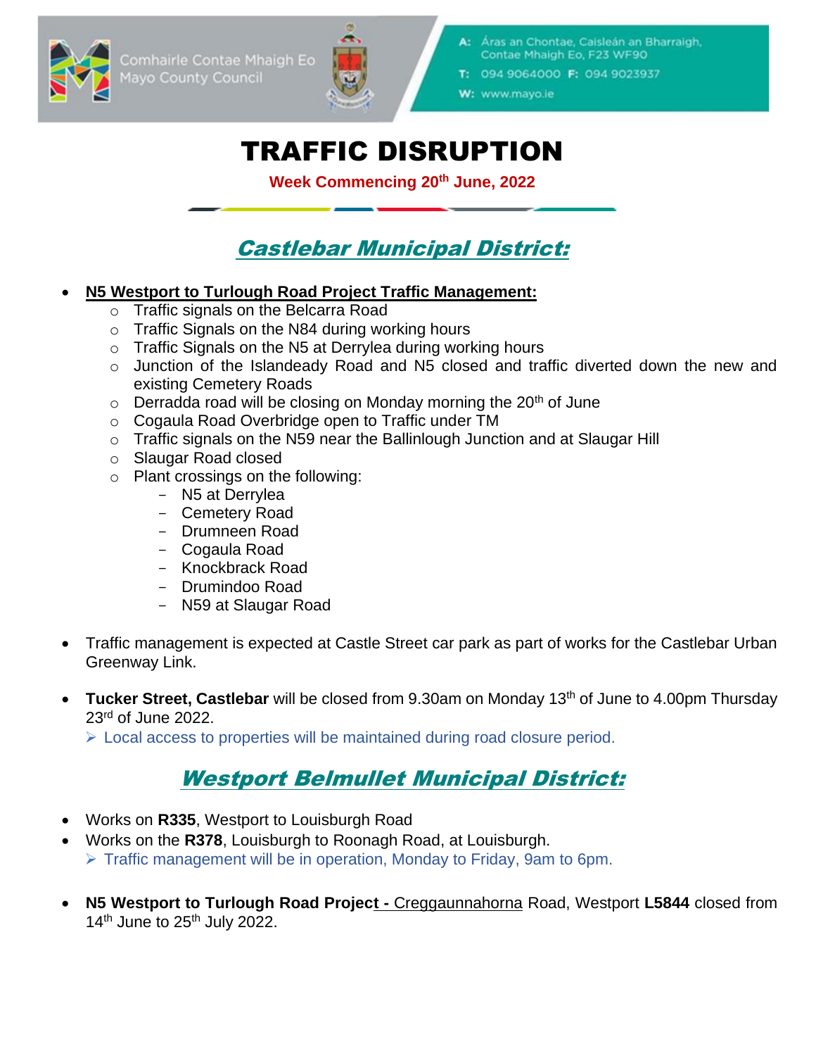Comhairle Contae Mhaigh Eo
Mayo County Council

A: Áras an Chontae, Caisleán an Bharraigh, Contae Mhaigh Eo, F23 WF90
T: 094 9064000 F: 094 9023937
W: www.mayo.ie

# TRAFFIC DISRUPTION

**Week Commencing 20th June, 2022**

## *Castlebar Municipal District:*

- **N5 Westport to Turlough Road Project Traffic Management:**
  - Traffic signals on the Belcarra Road
  - Traffic Signals on the N84 during working hours
  - Traffic Signals on the N5 at Derrylea during working hours
  - Junction of the Islandeady Road and N5 closed and traffic diverted down the new and existing Cemetery Roads
  - Derradda road will be closing on Monday morning the 20th of June
  - Cogaula Road Overbridge open to Traffic under TM
  - Traffic signals on the N59 near the Ballinlough Junction and at Slaugar Hill
  - Slaugar Road closed
  - Plant crossings on the following:
    - N5 at Derrylea
    - Cemetery Road
    - Drumneen Road
    - Cogaula Road
    - Knockbrack Road
    - Drumindoo Road
    - N59 at Slaugar Road

- Traffic management is expected at Castle Street car park as part of works for the Castlebar Urban Greenway Link.

- **Tucker Street, Castlebar** will be closed from 9.30am on Monday 13th of June to 4.00pm Thursday 23rd of June 2022.
  - Local access to properties will be maintained during road closure period.

## *Westport Belmullet Municipal District:*

- Works on **R335**, Westport to Louisburgh Road
- Works on the **R378**, Louisburgh to Roonagh Road, at Louisburgh.
  - Traffic management will be in operation, Monday to Friday, 9am to 6pm.

- **N5 Westport to Turlough Road Project -** Creggaunnahorna Road, Westport **L5844** closed from 14th June to 25th July 2022.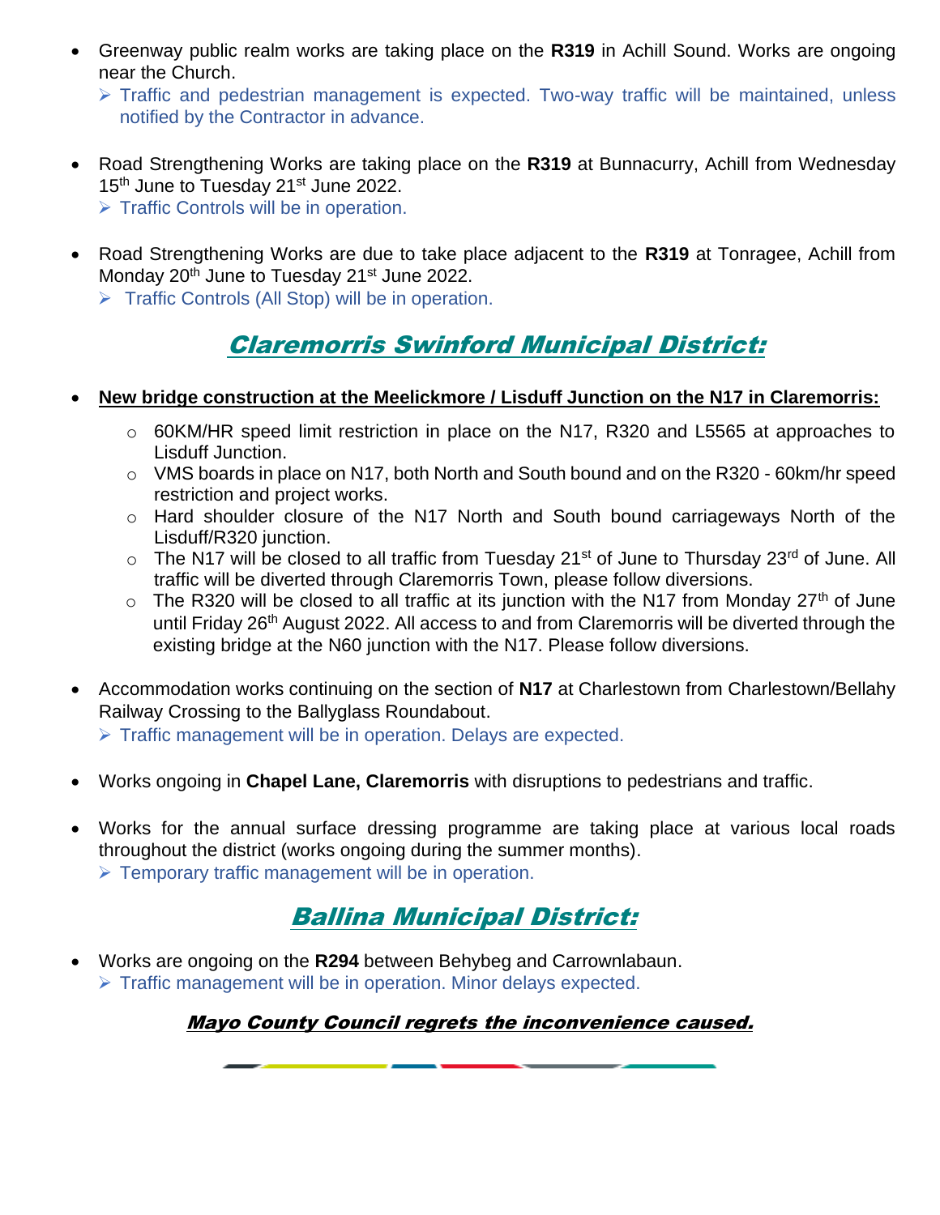- Greenway public realm works are taking place on the **R319** in Achill Sound. Works are ongoing near the Church.
  - Traffic and pedestrian management is expected. Two-way traffic will be maintained, unless notified by the Contractor in advance.

- Road Strengthening Works are taking place on the **R319** at Bunnacurry, Achill from Wednesday 15th June to Tuesday 21st June 2022.
  - Traffic Controls will be in operation.

- Road Strengthening Works are due to take place adjacent to the **R319** at Tonragee, Achill from Monday 20th June to Tuesday 21st June 2022.
  - Traffic Controls (All Stop) will be in operation.

## *Claremorris Swinford Municipal District:*

- **New bridge construction at the Meelickmore / Lisduff Junction on the N17 in Claremorris:**
  - 60KM/HR speed limit restriction in place on the N17, R320 and L5565 at approaches to Lisduff Junction.
  - VMS boards in place on N17, both North and South bound and on the R320 - 60km/hr speed restriction and project works.
  - Hard shoulder closure of the N17 North and South bound carriageways North of the Lisduff/R320 junction.
  - The N17 will be closed to all traffic from Tuesday 21st of June to Thursday 23rd of June. All traffic will be diverted through Claremorris Town, please follow diversions.
  - The R320 will be closed to all traffic at its junction with the N17 from Monday 27th of June until Friday 26th August 2022. All access to and from Claremorris will be diverted through the existing bridge at the N60 junction with the N17. Please follow diversions.

- Accommodation works continuing on the section of **N17** at Charlestown from Charlestown/Bellahy Railway Crossing to the Ballyglass Roundabout.
  - Traffic management will be in operation. Delays are expected.

- Works ongoing in **Chapel Lane, Claremorris** with disruptions to pedestrians and traffic.

- Works for the annual surface dressing programme are taking place at various local roads throughout the district (works ongoing during the summer months).
  - Temporary traffic management will be in operation.

## *Ballina Municipal District:*

- Works are ongoing on the **R294** between Behybeg and Carrownlabaun.
  - Traffic management will be in operation. Minor delays expected.

***Mayo County Council regrets the inconvenience caused.***